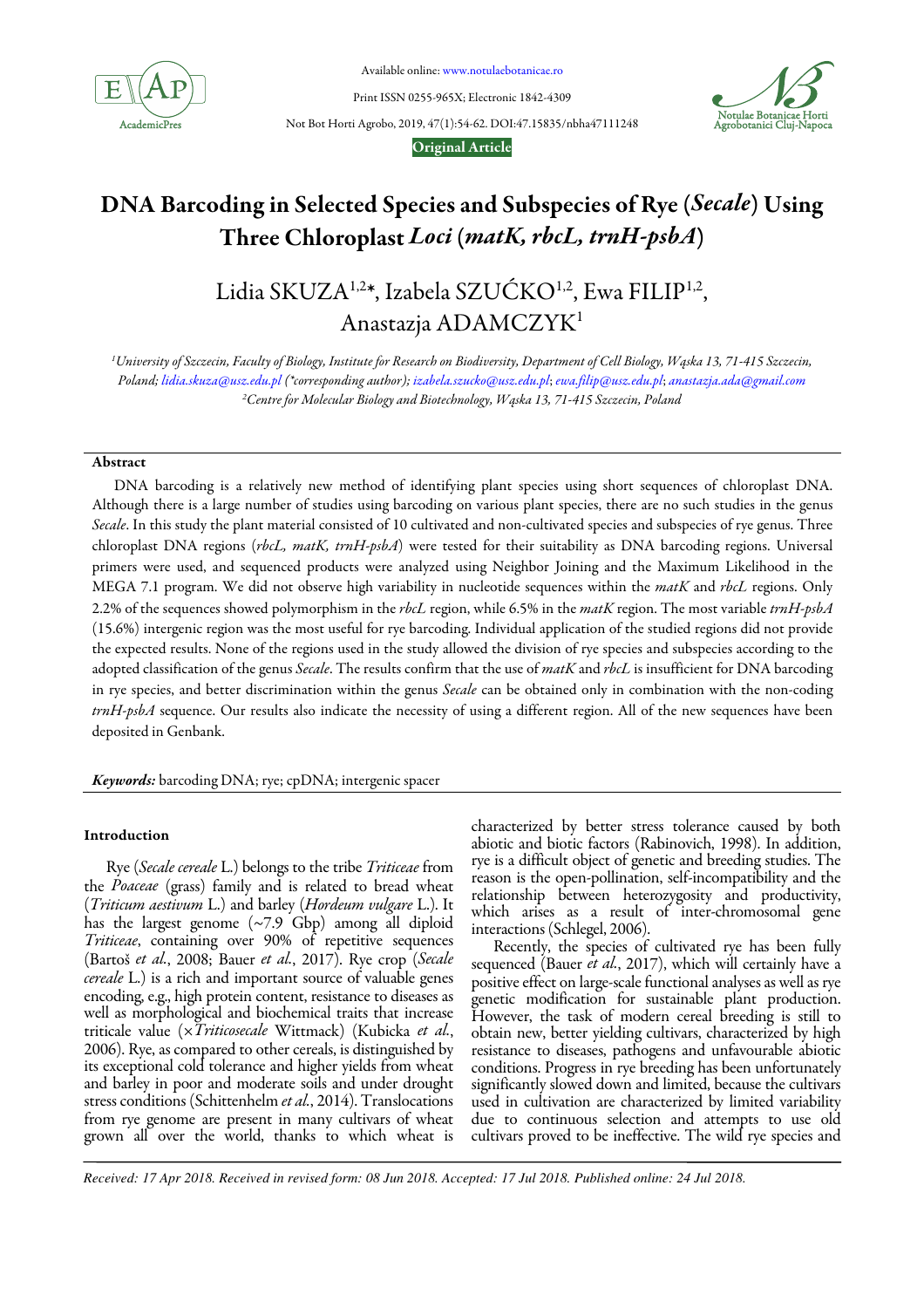Available online: www.notulaebotanicae.ro

Print ISSN 0255-965X; Electronic 1842-4309

Not Bot Horti Agrobo, 2019, 47(1):54-62. DOI:47.15835/nbha47111248

**Original Article**

# DNA Barcoding in Selected Species and Subspecies of Rye (*Secale*) Using Three Chloroplast *Loci* (*matK, rbcL, trnH-psbA*)

Lidia SKUZA[1,2]*, Izabela SZUĆKO[1,2], Ewa FILIP[1,2], Anastazja ADAMCZYK[1]

[1]*University of Szczecin, Faculty of Biology, Institute for Research on Biodiversity, Department of Cell Biology, Wąska 13, 71-415 Szczecin, Poland; lidia.skuza@usz.edu.pl (\*corresponding author); izabela.szucko@usz.edu.pl; ewa.filip@usz.edu.pl; anastazja.ada@gmail.com*

[2]*Centre for Molecular Biology and Biotechnology, Wąska 13, 71-415 Szczecin, Poland*

## Abstract

DNA barcoding is a relatively new method of identifying plant species using short sequences of chloroplast DNA. Although there is a large number of studies using barcoding on various plant species, there are no such studies in the genus *Secale*. In this study the plant material consisted of 10 cultivated and non-cultivated species and subspecies of rye genus. Three chloroplast DNA regions (*rbcL, matK, trnH-psbA*) were tested for their suitability as DNA barcoding regions. Universal primers were used, and sequenced products were analyzed using Neighbor Joining and the Maximum Likelihood in the MEGA 7.1 program. We did not observe high variability in nucleotide sequences within the *matK* and *rbcL* regions. Only 2.2% of the sequences showed polymorphism in the *rbcL* region, while 6.5% in the *matK* region. The most variable *trnH-psbA* (15.6%) intergenic region was the most useful for rye barcoding. Individual application of the studied regions did not provide the expected results. None of the regions used in the study allowed the division of rye species and subspecies according to the adopted classification of the genus *Secale*. The results confirm that the use of *matK* and *rbcL* is insufficient for DNA barcoding in rye species, and better discrimination within the genus *Secale* can be obtained only in combination with the non-coding *trnH-psbA* sequence. Our results also indicate the necessity of using a different region. All of the new sequences have been deposited in Genbank.

***Keywords:*** barcoding DNA; rye; cpDNA; intergenic spacer

## Introduction

Rye (*Secale cereale* L.) belongs to the tribe *Triticeae* from the *Poaceae* (grass) family and is related to bread wheat (*Triticum aestivum* L.) and barley (*Hordeum vulgare* L.). It has the largest genome (~7.9 Gbp) among all diploid *Triticeae*, containing over 90% of repetitive sequences (Bartoš *et al.*, 2008; Bauer *et al.*, 2017). Rye crop (*Secale cereale* L.) is a rich and important source of valuable genes encoding, e.g., high protein content, resistance to diseases as well as morphological and biochemical traits that increase triticale value (×*Triticosecale* Wittmack) (Kubicka *et al.*, 2006). Rye, as compared to other cereals, is distinguished by its exceptional cold tolerance and higher yields from wheat and barley in poor and moderate soils and under drought stress conditions (Schittenhelm *et al.*, 2014). Translocations from rye genome are present in many cultivars of wheat grown all over the world, thanks to which wheat is characterized by better stress tolerance caused by both abiotic and biotic factors (Rabinovich, 1998). In addition, rye is a difficult object of genetic and breeding studies. The reason is the open-pollination, self-incompatibility and the relationship between heterozygosity and productivity, which arises as a result of inter-chromosomal gene interactions (Schlegel, 2006).

Recently, the species of cultivated rye has been fully sequenced (Bauer *et al.*, 2017), which will certainly have a positive effect on large-scale functional analyses as well as rye genetic modification for sustainable plant production. However, the task of modern cereal breeding is still to obtain new, better yielding cultivars, characterized by high resistance to diseases, pathogens and unfavourable abiotic conditions. Progress in rye breeding has been unfortunately significantly slowed down and limited, because the cultivars used in cultivation are characterized by limited variability due to continuous selection and attempts to use old cultivars proved to be ineffective. The wild rye species and

*Received: 17 Apr 2018. Received in revised form: 08 Jun 2018. Accepted: 17 Jul 2018. Published online: 24 Jul 2018.*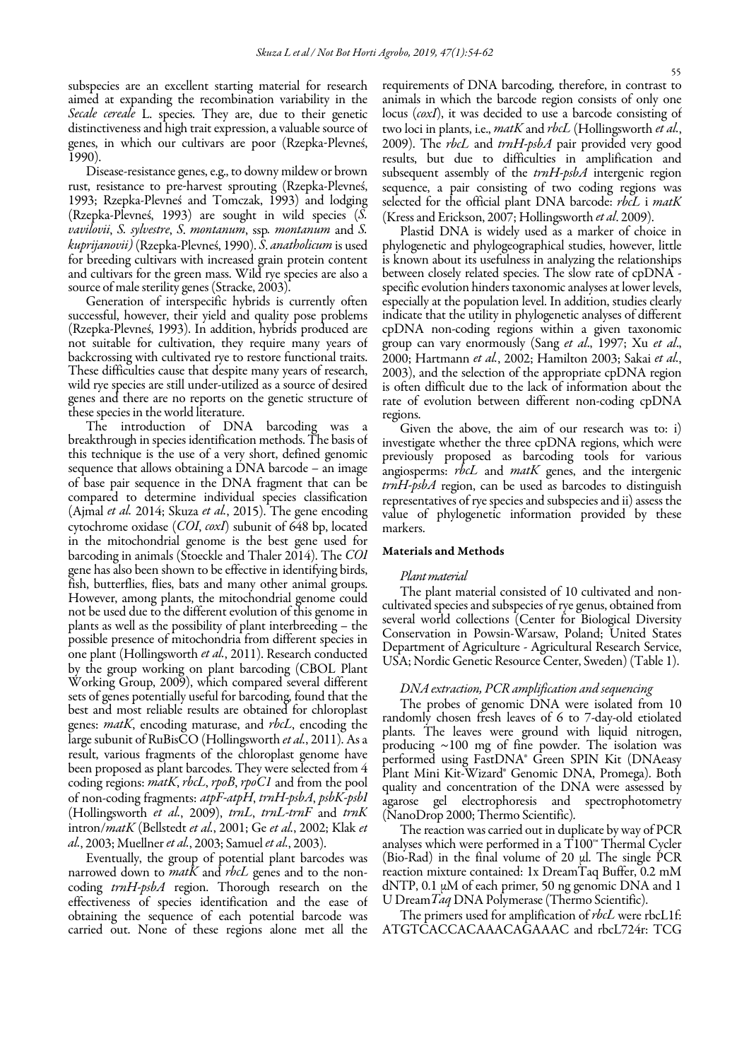subspecies are an excellent starting material for research aimed at expanding the recombination variability in the *Secale cereale* L. species. They are, due to their genetic distinctiveness and high trait expression, a valuable source of genes, in which our cultivars are poor (Rzepka-Plevneś, 1990).

Disease-resistance genes, e.g., to downy mildew or brown rust, resistance to pre-harvest sprouting (Rzepka-Plevneś, 1993; Rzepka-Plevneś and Tomczak, 1993) and lodging (Rzepka-Plevneś, 1993) are sought in wild species (*S. vavilovii*, *S. sylvestre*, *S. montanum*, ssp. *montanum* and *S. kuprijanovii)* (Rzepka-Plevneś, 1990). *S. anatholicum* is used for breeding cultivars with increased grain protein content and cultivars for the green mass. Wild rye species are also a source of male sterility genes (Stracke, 2003).

Generation of interspecific hybrids is currently often successful, however, their yield and quality pose problems (Rzepka-Plevneś, 1993). In addition, hybrids produced are not suitable for cultivation, they require many years of backcrossing with cultivated rye to restore functional traits. These difficulties cause that despite many years of research, wild rye species are still under-utilized as a source of desired genes and there are no reports on the genetic structure of these species in the world literature.

The introduction of DNA barcoding was a breakthrough in species identification methods. The basis of this technique is the use of a very short, defined genomic sequence that allows obtaining a DNA barcode – an image of base pair sequence in the DNA fragment that can be compared to determine individual species classification (Ajmal *et al.* 2014; Skuza *et al.*, 2015). The gene encoding cytochrome oxidase (*COI*, *coxI*) subunit of 648 bp, located in the mitochondrial genome is the best gene used for barcoding in animals (Stoeckle and Thaler 2014). The *COI* gene has also been shown to be effective in identifying birds, fish, butterflies, flies, bats and many other animal groups. However, among plants, the mitochondrial genome could not be used due to the different evolution of this genome in plants as well as the possibility of plant interbreeding – the possible presence of mitochondria from different species in one plant (Hollingsworth *et al.*, 2011). Research conducted by the group working on plant barcoding (CBOL Plant Working Group, 2009), which compared several different sets of genes potentially useful for barcoding, found that the best and most reliable results are obtained for chloroplast genes: *matK*, encoding maturase, and *rbcL*, encoding the large subunit of RuBisCO (Hollingsworth *et al.*, 2011). As a result, various fragments of the chloroplast genome have been proposed as plant barcodes. They were selected from 4 coding regions: *matK*, *rbcL*, *rpoB*, *rpoC1* and from the pool of non-coding fragments: *atpF-atpH*, *trnH-psbA*, *psbK-psbI* (Hollingsworth *et al.*, 2009), *trnL*, *trnL-trnF* and *trnK* intron/*matK* (Bellstedt *et al.*, 2001; Ge *et al.*, 2002; Klak *et al.*, 2003; Muellner *et al.*, 2003; Samuel *et al.*, 2003).

Eventually, the group of potential plant barcodes was narrowed down to *matK* and *rbcL* genes and to the non-coding *trnH-psbA* region. Thorough research on the effectiveness of species identification and the ease of obtaining the sequence of each potential barcode was carried out. None of these regions alone met all the requirements of DNA barcoding, therefore, in contrast to animals in which the barcode region consists of only one locus (*coxI*), it was decided to use a barcode consisting of two loci in plants, i.e., *matK* and *rbcL* (Hollingsworth *et al.*, 2009). The *rbcL* and *trnH-psbA* pair provided very good results, but due to difficulties in amplification and subsequent assembly of the *trnH-psbA* intergenic region sequence, a pair consisting of two coding regions was selected for the official plant DNA barcode: *rbcL* i *matK* (Kress and Erickson, 2007; Hollingsworth *et al*. 2009).

Plastid DNA is widely used as a marker of choice in phylogenetic and phylogeographical studies, however, little is known about its usefulness in analyzing the relationships between closely related species. The slow rate of cpDNA - specific evolution hinders taxonomic analyses at lower levels, especially at the population level. In addition, studies clearly indicate that the utility in phylogenetic analyses of different cpDNA non-coding regions within a given taxonomic group can vary enormously (Sang *et al*., 1997; Xu *et al*., 2000; Hartmann *et al.*, 2002; Hamilton 2003; Sakai *et al.*, 2003), and the selection of the appropriate cpDNA region is often difficult due to the lack of information about the rate of evolution between different non-coding cpDNA regions.

Given the above, the aim of our research was to: i) investigate whether the three cpDNA regions, which were previously proposed as barcoding tools for various angiosperms: *rbcL* and *matK* genes, and the intergenic *trnH-psbA* region, can be used as barcodes to distinguish representatives of rye species and subspecies and ii) assess the value of phylogenetic information provided by these markers.

## Materials and Methods

### *Plant material*

The plant material consisted of 10 cultivated and non-cultivated species and subspecies of rye genus, obtained from several world collections (Center for Biological Diversity Conservation in Powsin-Warsaw, Poland; United States Department of Agriculture - Agricultural Research Service, USA; Nordic Genetic Resource Center, Sweden) (Table 1).

### *DNA extraction, PCR amplification and sequencing*

The probes of genomic DNA were isolated from 10 randomly chosen fresh leaves of 6 to 7-day-old etiolated plants. The leaves were ground with liquid nitrogen, producing ~100 mg of fine powder. The isolation was performed using FastDNA® Green SPIN Kit (DNAeasy Plant Mini Kit-Wizard® Genomic DNA, Promega). Both quality and concentration of the DNA were assessed by agarose gel electrophoresis and spectrophotometry (NanoDrop 2000; Thermo Scientific).

The reaction was carried out in duplicate by way of PCR analyses which were performed in a T100™ Thermal Cycler (Bio-Rad) in the final volume of 20 μl. The single PCR reaction mixture contained: 1x DreamTaq Buffer, 0.2 mM dNTP, 0.1 μM of each primer, 50 ng genomic DNA and 1 U Dream*Taq* DNA Polymerase (Thermo Scientific).

The primers used for amplification of *rbcL* were rbcL1f: ATGTCACCACAAACAGAAAC and rbcL724r: TCG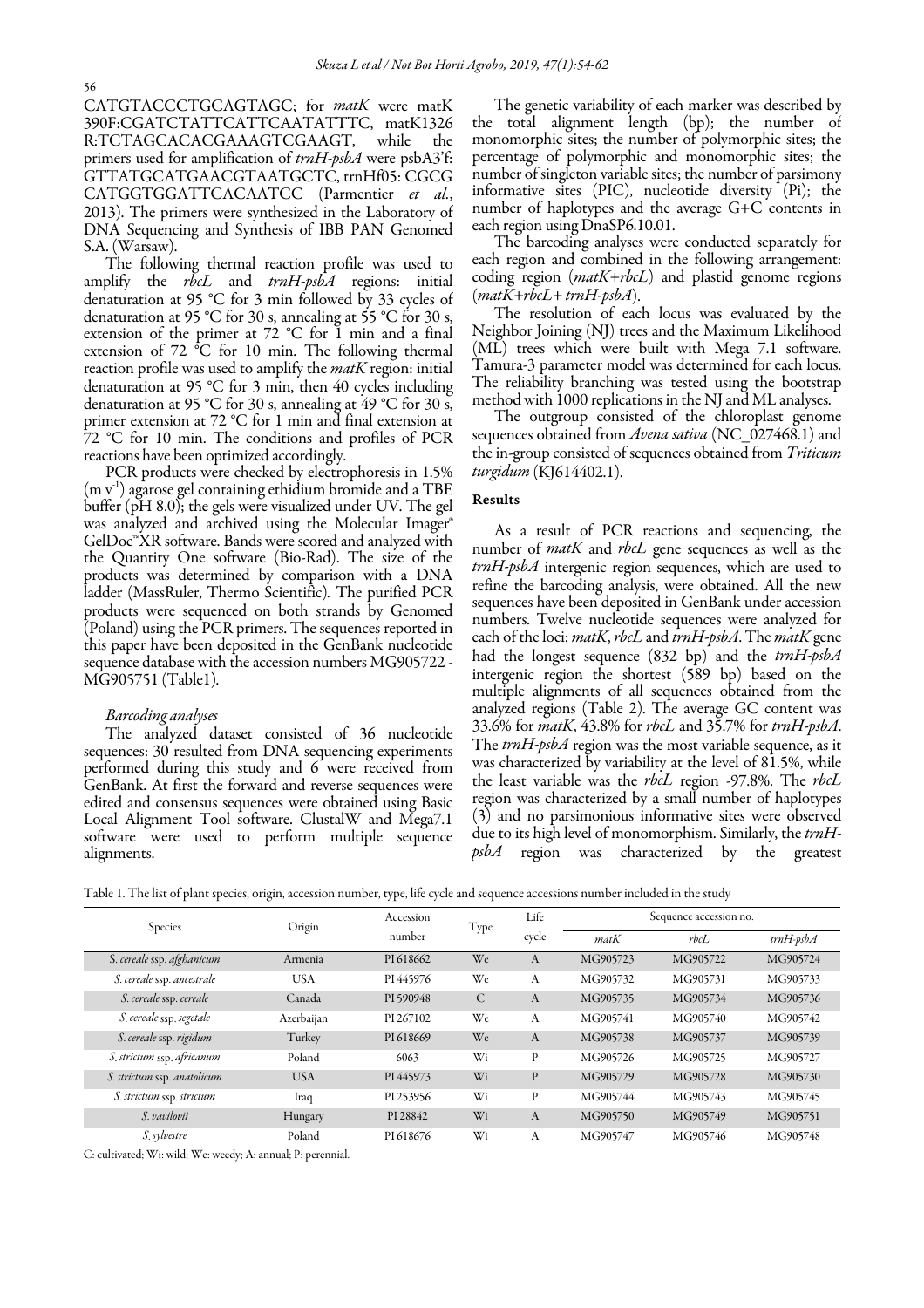CATGTACCCTGCAGTAGC; for *matK* were matK 390F:CGATCTATTCATTCAATATTTC, matK1326 R:TCTAGCACACGAAAGTCGAAGT, while the primers used for amplification of *trnH-psbA* were psbA3'f: GTTATGCATGAACGTAATGCTC, trnHf05: CGCG CATGGTGGATTCACAATCC (Parmentier *et al.*, 2013). The primers were synthesized in the Laboratory of DNA Sequencing and Synthesis of IBB PAN Genomed S.A. (Warsaw).

The following thermal reaction profile was used to amplify the *rbcL* and *trnH-psbA* regions: initial denaturation at 95 °C for 3 min followed by 33 cycles of denaturation at 95 °C for 30 s, annealing at 55 °C for 30 s, extension of the primer at 72 °C for 1 min and a final extension of 72 °C for 10 min. The following thermal reaction profile was used to amplify the *matK* region: initial denaturation at 95 °C for 3 min, then 40 cycles including denaturation at 95 °C for 30 s, annealing at 49 °C for 30 s, primer extension at 72 °C for 1 min and final extension at 72 °C for 10 min. The conditions and profiles of PCR reactions have been optimized accordingly.

PCR products were checked by electrophoresis in 1.5% (m $v^{-1}$) agarose gel containing ethidium bromide and a TBE buffer (pH 8.0); the gels were visualized under UV. The gel was analyzed and archived using the Molecular Imager® GelDoc™XR software. Bands were scored and analyzed with the Quantity One software (Bio-Rad). The size of the products was determined by comparison with a DNA ladder (MassRuler, Thermo Scientific). The purified PCR products were sequenced on both strands by Genomed (Poland) using the PCR primers. The sequences reported in this paper have been deposited in the GenBank nucleotide sequence database with the accession numbers MG905722 - MG905751 (Table1).

### *Barcoding analyses*

The analyzed dataset consisted of 36 nucleotide sequences: 30 resulted from DNA sequencing experiments performed during this study and 6 were received from GenBank. At first the forward and reverse sequences were edited and consensus sequences were obtained using Basic Local Alignment Tool software. ClustalW and Mega7.1 software were used to perform multiple sequence alignments.

The genetic variability of each marker was described by the total alignment length (bp); the number of monomorphic sites; the number of polymorphic sites; the percentage of polymorphic and monomorphic sites; the number of singleton variable sites; the number of parsimony informative sites (PIC), nucleotide diversity (Pi); the number of haplotypes and the average G+C contents in each region using DnaSP6.10.01.

The barcoding analyses were conducted separately for each region and combined in the following arrangement: coding region (*matK+rbcL*) and plastid genome regions (*matK+rbcL+ trnH-psbA*).

The resolution of each locus was evaluated by the Neighbor Joining (NJ) trees and the Maximum Likelihood (ML) trees which were built with Mega 7.1 software. Tamura-3 parameter model was determined for each locus. The reliability branching was tested using the bootstrap method with 1000 replications in the NJ and ML analyses.

The outgroup consisted of the chloroplast genome sequences obtained from *Avena sativa* (NC_027468.1) and the in-group consisted of sequences obtained from *Triticum turgidum* (KJ614402.1).

## Results

As a result of PCR reactions and sequencing, the number of *matK* and *rbcL* gene sequences as well as the *trnH-psbA* intergenic region sequences, which are used to refine the barcoding analysis, were obtained. All the new sequences have been deposited in GenBank under accession numbers. Twelve nucleotide sequences were analyzed for each of the loci: *matK*, *rbcL* and *trnH-psbA*. The *matK* gene had the longest sequence (832 bp) and the *trnH-psbA* intergenic region the shortest (589 bp) based on the multiple alignments of all sequences obtained from the analyzed regions (Table 2). The average GC content was 33.6% for *matK*, 43.8% for *rbcL* and 35.7% for *trnH-psbA*. The *trnH-psbA* region was the most variable sequence, as it was characterized by variability at the level of 81.5%, while the least variable was the *rbcL* region -97.8%. The *rbcL* region was characterized by a small number of haplotypes (3) and no parsimonious informative sites were observed due to its high level of monomorphism. Similarly, the *trnH-psbA* region was characterized by the greatest

Table 1. The list of plant species, origin, accession number, type, life cycle and sequence accessions number included in the study

| Species | Origin | Accession number | Type | Life cycle | Sequence accession no. | | |
|---|---|---|---|---|---|---|---|
| | | | | | *matK* | *rbcL* | *trnH-psbA* |
| *S. cereale* ssp. *afghanicum* | Armenia | PI 618662 | We | A | MG905723 | MG905722 | MG905724 |
| *S. cereale* ssp. *ancestrale* | USA | PI 445976 | We | A | MG905732 | MG905731 | MG905733 |
| *S. cereale* ssp. *cereale* | Canada | PI 590948 | C | A | MG905735 | MG905734 | MG905736 |
| *S. cereale* ssp. *segetale* | Azerbaijan | PI 267102 | We | A | MG905741 | MG905740 | MG905742 |
| *S. cereale* ssp. *rigidum* | Turkey | PI 618669 | We | A | MG905738 | MG905737 | MG905739 |
| *S. strictum* ssp. *africanum* | Poland | 6063 | Wi | P | MG905726 | MG905725 | MG905727 |
| *S. strictum* ssp. *anatolicum* | USA | PI 445973 | Wi | P | MG905729 | MG905728 | MG905730 |
| *S. strictum* ssp. *strictum* | Iraq | PI 253956 | Wi | P | MG905744 | MG905743 | MG905745 |
| *S. vavilovii* | Hungary | PI 28842 | Wi | A | MG905750 | MG905749 | MG905751 |
| *S. sylvestre* | Poland | PI 618676 | Wi | A | MG905747 | MG905746 | MG905748 |

C: cultivated; Wi: wild; We: weedy; A: annual; P: perennial.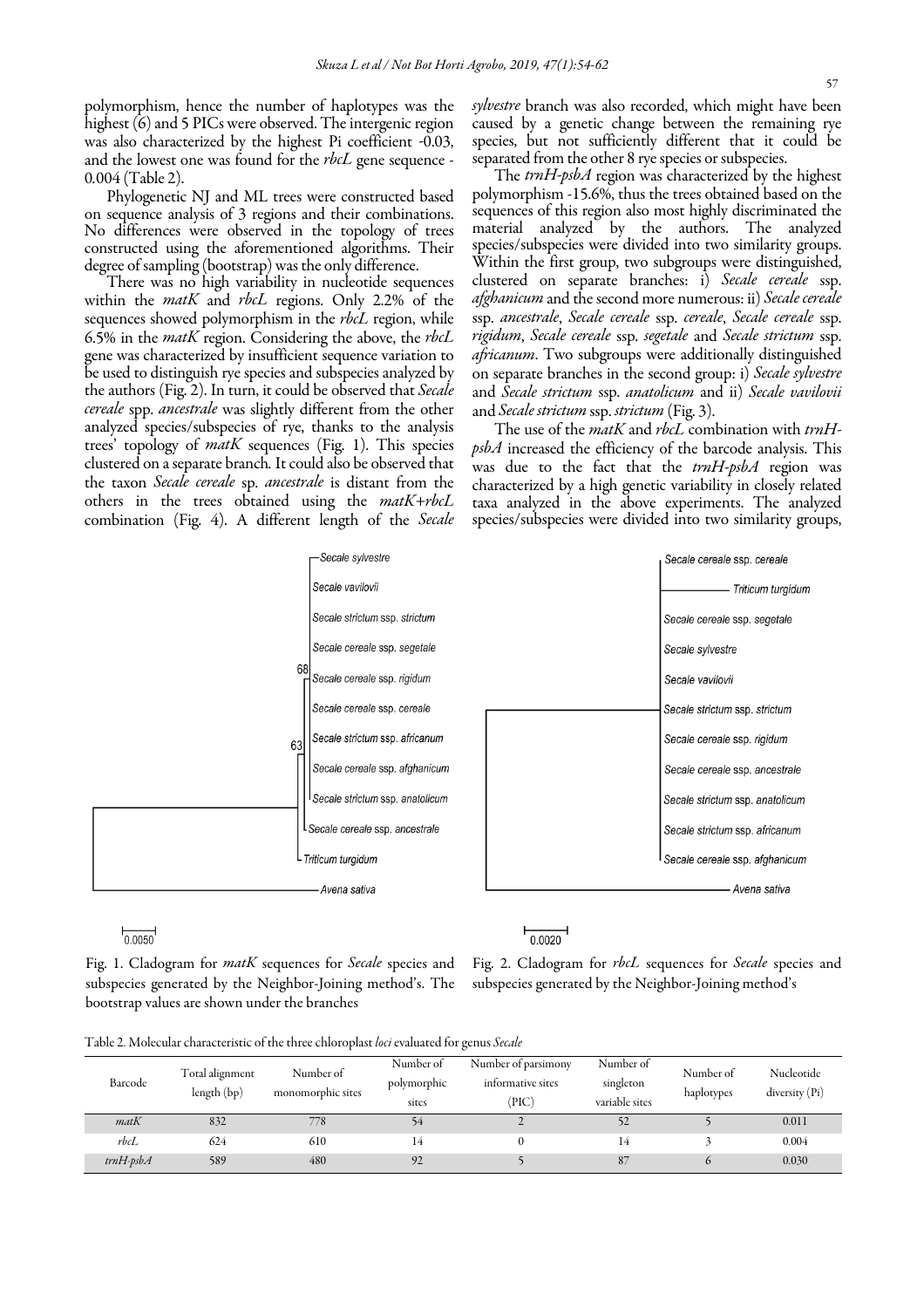polymorphism, hence the number of haplotypes was the highest (6) and 5 PICs were observed. The intergenic region was also characterized by the highest Pi coefficient -0.03, and the lowest one was found for the *rbcL* gene sequence - 0.004 (Table 2).

Phylogenetic NJ and ML trees were constructed based on sequence analysis of 3 regions and their combinations. No differences were observed in the topology of trees constructed using the aforementioned algorithms. Their degree of sampling (bootstrap) was the only difference.

There was no high variability in nucleotide sequences within the *matK* and *rbcL* regions. Only 2.2% of the sequences showed polymorphism in the *rbcL* region, while 6.5% in the *matK* region. Considering the above, the *rbcL* gene was characterized by insufficient sequence variation to be used to distinguish rye species and subspecies analyzed by the authors (Fig. 2). In turn, it could be observed that *Secale cereale* spp. *ancestrale* was slightly different from the other analyzed species/subspecies of rye, thanks to the analysis trees' topology of *matK* sequences (Fig. 1). This species clustered on a separate branch. It could also be observed that the taxon *Secale cereale* sp. *ancestrale* is distant from the others in the trees obtained using the *matK*+*rbcL* combination (Fig. 4). A different length of the *Secale sylvestre* branch was also recorded, which might have been caused by a genetic change between the remaining rye species, but not sufficiently different that it could be separated from the other 8 rye species or subspecies.

The *trnH-psbA* region was characterized by the highest polymorphism -15.6%, thus the trees obtained based on the sequences of this region also most highly discriminated the material analyzed by the authors. The analyzed species/subspecies were divided into two similarity groups. Within the first group, two subgroups were distinguished, clustered on separate branches: i) *Secale cereale* ssp. *afghanicum* and the second more numerous: ii) *Secale cereale* ssp. *ancestrale*, *Secale cereale* ssp. *cereale*, *Secale cereale* ssp. *rigidum*, *Secale cereale* ssp. *segetale* and *Secale strictum* ssp. *africanum*. Two subgroups were additionally distinguished on separate branches in the second group: i) *Secale sylvestre* and *Secale strictum* ssp. *anatolicum* and ii) *Secale vavilovii* and *Secale strictum* ssp. *strictum* (Fig. 3).

The use of the *matK* and *rbcL* combination with *trnH-psbA* increased the efficiency of the barcode analysis. This was due to the fact that the *trnH-psbA* region was characterized by a high genetic variability in closely related taxa analyzed in the above experiments. The analyzed species/subspecies were divided into two similarity groups,

Fig. 1. Cladogram for *matK* sequences for *Secale* species and subspecies generated by the Neighbor-Joining method's. The bootstrap values are shown under the branches

Fig. 2. Cladogram for *rbcL* sequences for *Secale* species and subspecies generated by the Neighbor-Joining method's

Table 2. Molecular characteristic of the three chloroplast *loci* evaluated for genus *Secale*

| Barcode | Total alignment length (bp) | Number of monomorphic sites | Number of polymorphic sites | Number of parsimony informative sites (PIC) | Number of singleton variable sites | Number of haplotypes | Nucleotide diversity (Pi) |
|---|---|---|---|---|---|---|---|
| *matK* | 832 | 778 | 54 | 2 | 52 | 5 | 0.011 |
| *rbcL* | 624 | 610 | 14 | 0 | 14 | 3 | 0.004 |
| *trnH-psbA* | 589 | 480 | 92 | 5 | 87 | 6 | 0.030 |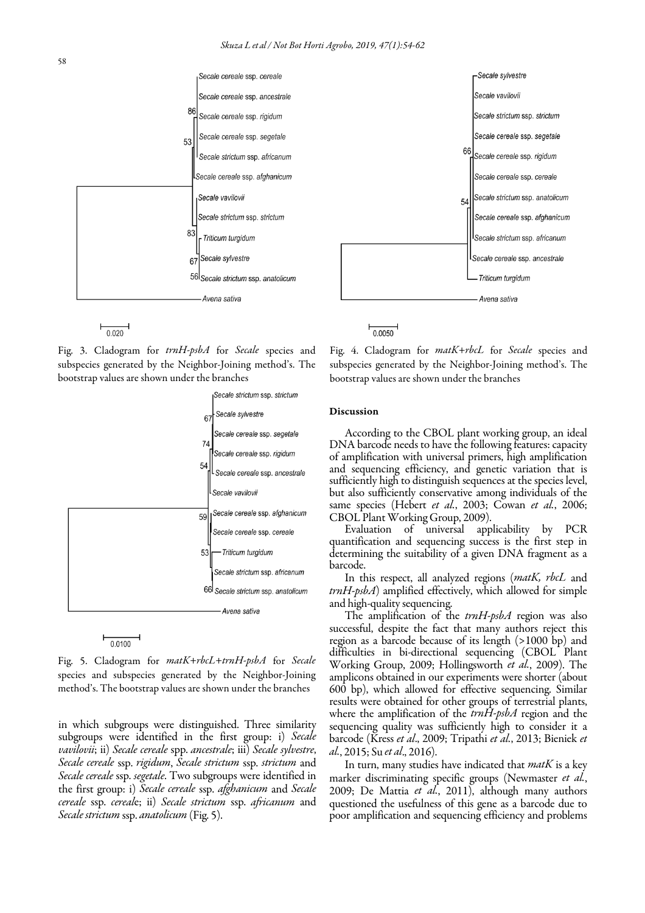Fig. 3. Cladogram for *trnH-psbA* for *Secale* species and subspecies generated by the Neighbor-Joining method's. The bootstrap values are shown under the branches

Fig. 4. Cladogram for *matK+rbcL* for *Secale* species and subspecies generated by the Neighbor-Joining method's. The bootstrap values are shown under the branches

Fig. 5. Cladogram for *matK+rbcL+trnH-psbA* for *Secale* species and subspecies generated by the Neighbor-Joining method's. The bootstrap values are shown under the branches

in which subgroups were distinguished. Three similarity subgroups were identified in the first group: i) *Secale vavilovii*; ii) *Secale cereale* spp. *ancestrale*; iii) *Secale sylvestre*, *Secale cereale* ssp. *rigidum*, *Secale strictum* ssp. *strictum* and *Secale cereale* ssp. *segetale*. Two subgroups were identified in the first group: i) *Secale cereale* ssp. *afghanicum* and *Secale cereale* ssp. *cereale*; ii) *Secale strictum* ssp. *africanum* and *Secale strictum* ssp. *anatolicum* (Fig. 5).

## Discussion

According to the CBOL plant working group, an ideal DNA barcode needs to have the following features: capacity of amplification with universal primers, high amplification and sequencing efficiency, and genetic variation that is sufficiently high to distinguish sequences at the species level, but also sufficiently conservative among individuals of the same species (Hebert *et al*., 2003; Cowan *et al*., 2006; CBOL Plant Working Group, 2009).

Evaluation of universal applicability by PCR quantification and sequencing success is the first step in determining the suitability of a given DNA fragment as a barcode.

In this respect, all analyzed regions (*matK, rbcL* and *trnH-psbA*) amplified effectively, which allowed for simple and high-quality sequencing.

The amplification of the *trnH-psbA* region was also successful, despite the fact that many authors reject this region as a barcode because of its length (>1000 bp) and difficulties in bi-directional sequencing (CBOL Plant Working Group, 2009; Hollingsworth *et al*., 2009). The amplicons obtained in our experiments were shorter (about 600 bp), which allowed for effective sequencing. Similar results were obtained for other groups of terrestrial plants, where the amplification of the *trnH-psbA* region and the sequencing quality was sufficiently high to consider it a barcode (Kress *et al*., 2009; Tripathi *et al*., 2013; Bieniek *et al*., 2015; Su *et al*., 2016).

In turn, many studies have indicated that *matK* is a key marker discriminating specific groups (Newmaster *et al*., 2009; De Mattia *et al*., 2011), although many authors questioned the usefulness of this gene as a barcode due to poor amplification and sequencing efficiency and problems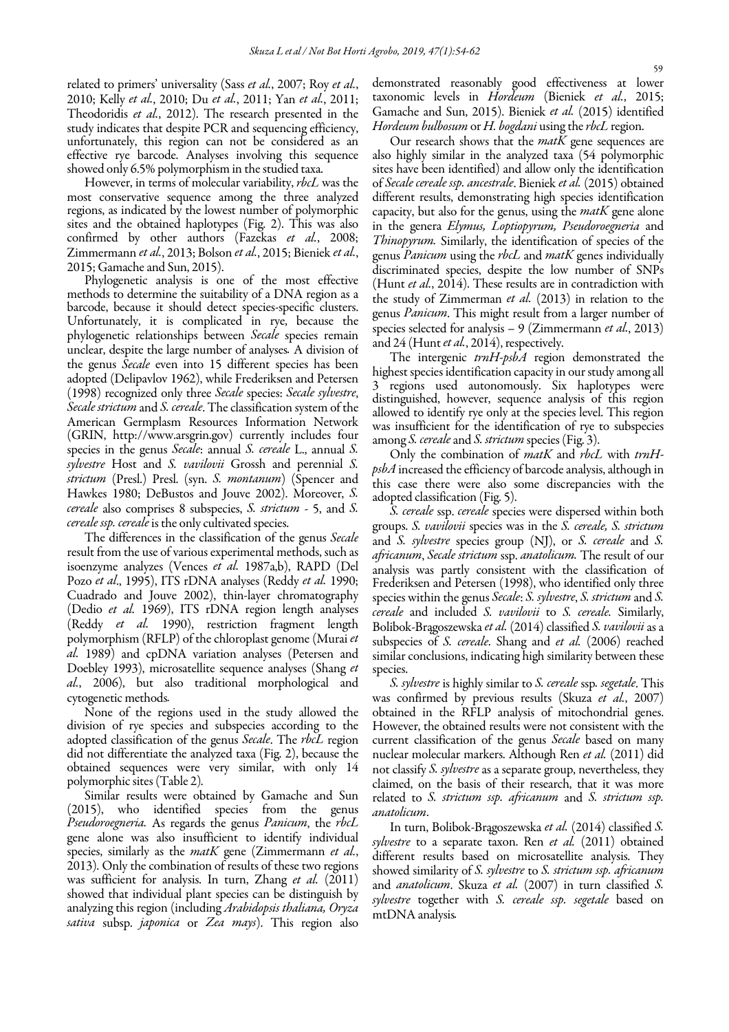related to primers' universality (Sass *et al.*, 2007; Roy *et al.*, 2010; Kelly *et al.*, 2010; Du *et al.*, 2011; Yan *et al.*, 2011; Theodoridis *et al.*, 2012). The research presented in the study indicates that despite PCR and sequencing efficiency, unfortunately, this region can not be considered as an effective rye barcode. Analyses involving this sequence showed only 6.5% polymorphism in the studied taxa.

However, in terms of molecular variability, *rbcL* was the most conservative sequence among the three analyzed regions, as indicated by the lowest number of polymorphic sites and the obtained haplotypes (Fig. 2). This was also confirmed by other authors (Fazekas *et al.*, 2008; Zimmermann *et al.*, 2013; Bolson *et al.*, 2015; Bieniek *et al.*, 2015; Gamache and Sun, 2015).

Phylogenetic analysis is one of the most effective methods to determine the suitability of a DNA region as a barcode, because it should detect species-specific clusters. Unfortunately, it is complicated in rye, because the phylogenetic relationships between *Secale* species remain unclear, despite the large number of analyses. A division of the genus *Secale* even into 15 different species has been adopted (Delipavlov 1962), while Frederiksen and Petersen (1998) recognized only three *Secale* species: *Secale sylvestre*, *Secale strictum* and *S. cereale*. The classification system of the American Germplasm Resources Information Network (GRIN, http://www.arsgrin.gov) currently includes four species in the genus *Secale*: annual *S. cereale* L., annual *S. sylvestre* Host and *S. vavilovii* Grossh and perennial *S. strictum* (Presl.) Presl. (syn. *S. montanum*) (Spencer and Hawkes 1980; DeBustos and Jouve 2002). Moreover, *S. cereale* also comprises 8 subspecies, *S. strictum* - 5, and *S. cereale ssp. cereale* is the only cultivated species.

The differences in the classification of the genus *Secale* result from the use of various experimental methods, such as isoenzyme analyzes (Vences *et al.* 1987a,b), RAPD (Del Pozo *et al*., 1995), ITS rDNA analyses (Reddy *et al.* 1990; Cuadrado and Jouve 2002), thin-layer chromatography (Dedio *et al.* 1969), ITS rDNA region length analyses (Reddy *et al.* 1990), restriction fragment length polymorphism (RFLP) of the chloroplast genome (Murai *et al.* 1989) and cpDNA variation analyses (Petersen and Doebley 1993), microsatellite sequence analyses (Shang *et al.*, 2006), but also traditional morphological and cytogenetic methods.

None of the regions used in the study allowed the division of rye species and subspecies according to the adopted classification of the genus *Secale*. The *rbcL* region did not differentiate the analyzed taxa (Fig. 2), because the obtained sequences were very similar, with only 14 polymorphic sites (Table 2).

Similar results were obtained by Gamache and Sun (2015), who identified species from the genus *Pseudoroegneria*. As regards the genus *Panicum*, the *rbcL* gene alone was also insufficient to identify individual species, similarly as the *matK* gene (Zimmermann *et al.*, 2013). Only the combination of results of these two regions was sufficient for analysis. In turn, Zhang *et al.* (2011) showed that individual plant species can be distinguish by analyzing this region (including *Arabidopsis thaliana, Oryza sativa* subsp. *japonica* or *Zea mays*). This region also demonstrated reasonably good effectiveness at lower taxonomic levels in *Hordeum* (Bieniek *et al.*, 2015; Gamache and Sun, 2015). Bieniek *et al.* (2015) identified *Hordeum bulbosum* or *H. bogdani* using the *rbcL* region.

Our research shows that the *matK* gene sequences are also highly similar in the analyzed taxa (54 polymorphic sites have been identified) and allow only the identification of *Secale cereale ssp. ancestrale*. Bieniek *et al.* (2015) obtained different results, demonstrating high species identification capacity, but also for the genus, using the *matK* gene alone in the genera *Elymus, Loptiopyrum, Pseudoroegneria* and *Thinopyrum.* Similarly, the identification of species of the genus *Panicum* using the *rbcL* and *matK* genes individually discriminated species, despite the low number of SNPs (Hunt *et al.*, 2014). These results are in contradiction with the study of Zimmerman *et al.* (2013) in relation to the genus *Panicum*. This might result from a larger number of species selected for analysis – 9 (Zimmermann *et al.*, 2013) and 24 (Hunt *et al.*, 2014), respectively.

The intergenic *trnH-psbA* region demonstrated the highest species identification capacity in our study among all 3 regions used autonomously. Six haplotypes were distinguished, however, sequence analysis of this region allowed to identify rye only at the species level. This region was insufficient for the identification of rye to subspecies among *S. cereale* and *S. strictum* species (Fig. 3).

Only the combination of *matK* and *rbcL* with *trnH-psbA* increased the efficiency of barcode analysis, although in this case there were also some discrepancies with the adopted classification (Fig. 5).

*S. cereale* ssp. *cereale* species were dispersed within both groups. *S. vavilovii* species was in the *S. cereale, S. strictum* and *S. sylvestre* species group (NJ), or *S. cereale* and *S. africanum*, *Secale strictum* ssp. *anatolicum.* The result of our analysis was partly consistent with the classification of Frederiksen and Petersen (1998), who identified only three species within the genus *Secale*: *S. sylvestre*, *S. strictum* and *S. cereale* and included *S. vavilovii* to *S. cereale.* Similarly, Bolibok-Brągoszewska *et al.* (2014) classified *S. vavilovii* as a subspecies of *S. cereale*. Shang and *et al.* (2006) reached similar conclusions, indicating high similarity between these species.

*S. sylvestre* is highly similar to *S. cereale* ssp. *segetale*. This was confirmed by previous results (Skuza *et al.*, 2007) obtained in the RFLP analysis of mitochondrial genes. However, the obtained results were not consistent with the current classification of the genus *Secale* based on many nuclear molecular markers. Although Ren *et al.* (2011) did not classify *S. sylvestre* as a separate group, nevertheless, they claimed, on the basis of their research, that it was more related to *S. strictum ssp. africanum* and *S. strictum ssp. anatolicum*.

In turn, Bolibok-Brągoszewska *et al.* (2014) classified *S. sylvestre* to a separate taxon. Ren *et al.* (2011) obtained different results based on microsatellite analysis. They showed similarity of *S. sylvestre* to *S. strictum ssp. africanum* and *anatolicum*. Skuza *et al.* (2007) in turn classified *S. sylvestre* together with *S. cereale ssp. segetale* based on mtDNA analysis.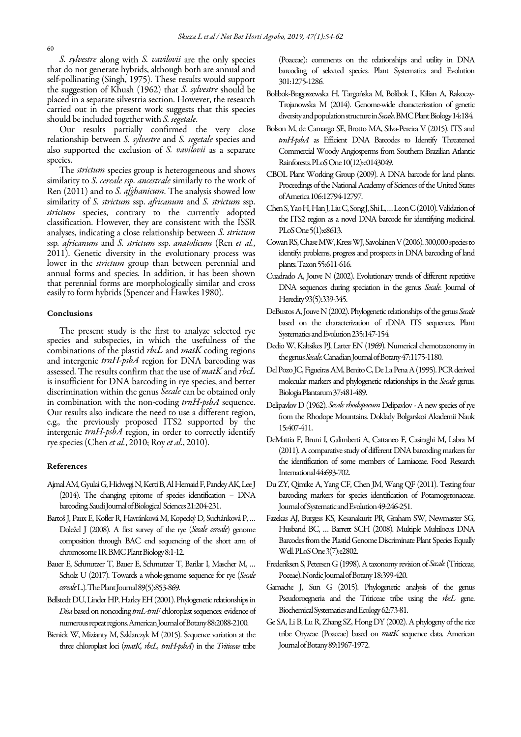*S. sylvestre* along with *S. vavilovii* are the only species that do not generate hybrids, although both are annual and self-pollinating (Singh, 1975). These results would support the suggestion of Khush (1962) that *S. sylvestre* should be placed in a separate silvestria section. However, the research carried out in the present work suggests that this species should be included together with *S. segetale*.

Our results partially confirmed the very close relationship between *S. sylvestre* and *S. segetale* species and also supported the exclusion of *S. vavilovii* as a separate species.

The *strictum* species group is heterogeneous and shows similarity to *S. cereale ssp. ancestrale* similarly to the work of Ren (2011) and to *S. afghanicum*. The analysis showed low similarity of *S. strictum* ssp. *africanum* and *S. strictum* ssp. *strictum* species, contrary to the currently adopted classification. However, they are consistent with the ISSR analyses, indicating a close relationship between *S. strictum* ssp. *africanum* and *S. strictum* ssp. *anatolicum* (Ren *et al.*, 2011). Genetic diversity in the evolutionary process was lower in the *strictum* group than between perennial and annual forms and species. In addition, it has been shown that perennial forms are morphologically similar and cross easily to form hybrids (Spencer and Hawkes 1980).

## Conclusions

The present study is the first to analyze selected rye species and subspecies, in which the usefulness of the combinations of the plastid *rbcL* and *matK* coding regions and intergenic *trnH-psbA* region for DNA barcoding was assessed. The results confirm that the use of *matK* and *rbcL* is insufficient for DNA barcoding in rye species, and better discrimination within the genus *Secale* can be obtained only in combination with the non-coding *trnH-psbA* sequence. Our results also indicate the need to use a different region, e.g., the previously proposed ITS2 supported by the intergenic *trnH-psbA* region, in order to correctly identify rye species (Chen *et al.*, 2010; Roy *et al.*, 2010).

## References

Ajmal AM, Gyulai G, Hidwegi N, Kerti B, Al Hemaid F, Pandey AK, Lee J (2014). The changing epitome of species identification – DNA barcoding. Saudi Journal of Biological Sciences 21:204-231.

Bartoš J, Paux E, Kofler R, Havránková M, Kopecký D, Suchánková P, … Doležel J (2008). A first survey of the rye (*Secale cereale*) genome composition through BAC end sequencing of the short arm of chromosome 1R. BMC Plant Biology 8:1-12.

Bauer E, Schmutzer T, Bauer E, Schmutzer T, Barilar I, Mascher M, … Scholz U (2017). Towards a whole-genome sequence for rye (*Secale cereale* L.). The Plant Journal 89(5):853-869.

Bellstedt DU, Linder HP, Harley EH (2001). Phylogenetic relationships in *Disa* based on noncoding *trnL-trnF* chloroplast sequences: evidence of numerous repeat regions. American Journal of Botany 88:2088-2100.

Bieniek W, Mizianty M, Szklarczyk M (2015). Sequence variation at the three chloroplast loci (*matK, rbcL, trnH-psbA*) in the *Triticeae* tribe (Poaceae): comments on the relationships and utility in DNA barcoding of selected species. Plant Systematics and Evolution 301:1275-1286.

Bolibok-Bragoszewska H, Targońska M, Bolibok L, Kilian A, Rakoczy-Trojanowska M (2014). Genome-wide characterization of genetic diversity and population structure in *Secale*. BMC Plant Biology 14:184.

Bolson M, de Camargo SE, Brotto MA, Silva-Pereira V (2015). ITS and *trnH-psbA* as Efficient DNA Barcodes to Identify Threatened Commercial Woody Angiosperms from Southern Brazilian Atlantic Rainforests. PLoS One 10(12):e0143049.

CBOL Plant Working Group (2009). A DNA barcode for land plants. Proceedings of the National Academy of Sciences of the United States of America 106:12794-12797.

Chen S, Yao H, Han J, Liu C, Song J, Shi L, … Leon C (2010). Validation of the ITS2 region as a novel DNA barcode for identifying medicinal. PLoS One 5(1):e8613.

Cowan RS, Chase MW, Kress WJ, Savolainen V (2006). 300,000 species to identify: problems, progress and prospects in DNA barcoding of land plants. Taxon 55:611-616.

Cuadrado A, Jouve N (2002). Evolutionary trends of different repetitive DNA sequences during speciation in the genus *Secale*. Journal of Heredity 93(5):339-345.

DeBustos A, Jouve N (2002). Phylogenetic relationships of the genus *Secale* based on the characterization of rDNA ITS sequences. Plant Systematics and Evolution 235:147-154.

Dedio W, Kaltsikes PJ, Larter EN (1969). Numerical chemotaxonomy in the genus *Secale*. Canadian Journal of Botany 47:1175-1180.

Del Pozo JC, Figueiras AM, Benito C, De La Pena A (1995). PCR derived molecular markers and phylogenetic relationships in the *Secale* genus. Biologia Plantarum 37:481-489.

Delipavlov D (1962). *Secale rhodopaeum* Delipavlov - A new species of rye from the Rhodope Mountains. Doklady Bolgarskoi Akademii Nauk 15:407-411.

DeMattia F, Bruni I, Galimberti A, Cattaneo F, Casiraghi M, Labra M (2011). A comparative study of different DNA barcoding markers for the identification of some members of Lamiaceae. Food Research International 44:693-702.

Du ZY, Qimike A, Yang CF, Chen JM, Wang QF (2011). Testing four barcoding markers for species identification of Potamogetonaceae. Journal of Systematic and Evolution 49:246-251.

Fazekas AJ, Burgess KS, Kesanakurit PR, Graham SW, Newmaster SG, Husband BC, … Barrett SCH (2008). Multiple Multilocus DNA Barcodes from the Plastid Genome Discriminate Plant Species Equally Well. PLoS One 3(7):e2802.

Frederiksen S, Petersen G (1998). A taxonomy revision of *Secale* (Triticeae, Poaceae). Nordic Journal of Botany 18:399-420.

Gamache J, Sun G (2015). Phylogenetic analysis of the genus Pseudoroegneria and the Triticeae tribe using the *rbcL* gene. Biochemical Systematics and Ecology 62:73-81.

Ge SA, Li B, Lu R, Zhang SZ, Hong DY (2002). A phylogeny of the rice tribe Oryzeae (Poaceae) based on *matK* sequence data. American Journal of Botany 89:1967-1972.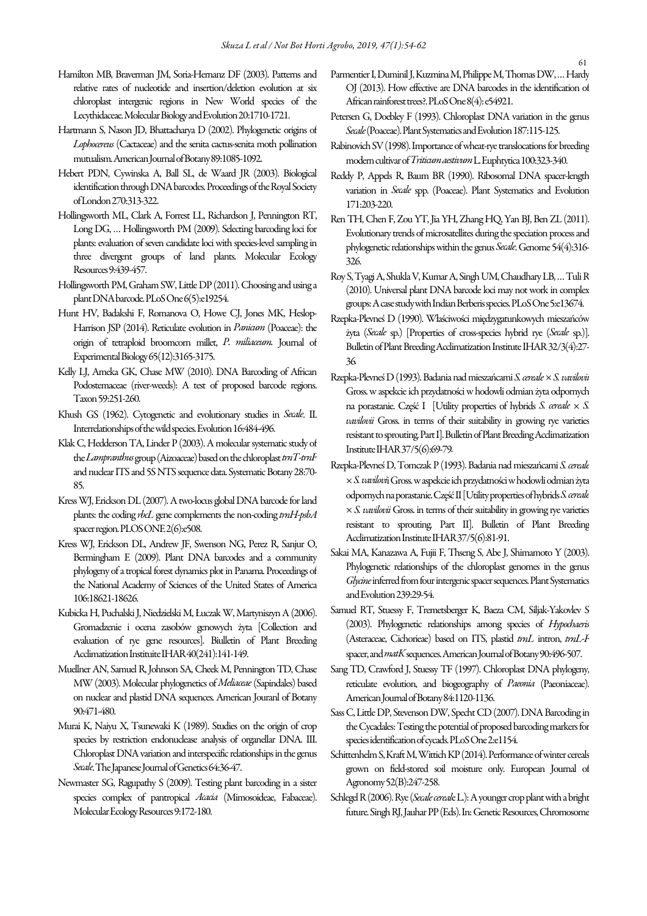Hamilton MB, Braverman JM, Soria-Hernanz DF (2003). Patterns and relative rates of nucleotide and insertion/deletion evolution at six chloroplast intergenic regions in New World species of the Lecythidaceae. Molecular Biology and Evolution 20:1710-1721.

Hartmann S, Nason JD, Bhattacharya D (2002). Phylogenetic origins of *Lophocereus* (Cactaceae) and the senita cactus-senita moth pollination mutualism. American Journal of Botany 89:1085-1092.

Hebert PDN, Cywinska A, Ball SL, de Waard JR (2003). Biological identification through DNA barcodes. Proceedings of the Royal Society of London 270:313-322.

Hollingsworth ML, Clark A, Forrest LL, Richardson J, Pennington RT, Long DG, … Hollingsworth PM (2009). Selecting barcoding loci for plants: evaluation of seven candidate loci with species-level sampling in three divergent groups of land plants. Molecular Ecology Resources 9:439-457.

Hollingsworth PM, Graham SW, Little DP (2011). Choosing and using a plant DNA barcode. PLoS One 6(5):e19254.

Hunt HV, Badakshi F, Romanova O, Howe CJ, Jones MK, Heslop-Harrison JSP (2014). Reticulate evolution in *Panicum* (Poaceae): the origin of tetraploid broomcorn millet, *P. miliaceum*. Journal of Experimental Biology 65(12):3165-3175.

Kelly LJ, Ameka GK, Chase MW (2010). DNA Barcoding of African Podostemaceae (river-weeds): A test of proposed barcode regions. Taxon 59:251-260.

Khush GS (1962). Cytogenetic and evolutionary studies in *Secale*. II. Interrelationships of the wild species. Evolution 16:484-496.

Klak C, Hedderson TA, Linder P (2003). A molecular systematic study of the *Lampranthus* group (Aizoaceae) based on the chloroplast *trnT-trnF* and nuclear ITS and 5S NTS sequence data. Systematic Botany 28:70-85.

Kress WJ, Erickson DL (2007). A two-locus global DNA barcode for land plants: the coding *rbcL* gene complements the non-coding *trnH-psbA* spacer region. PLOS ONE 2(6):e508.

Kress WJ, Erickson DL, Andrew JF, Swenson NG, Perez R, Sanjur O, Bermingham E (2009). Plant DNA barcodes and a community phylogeny of a tropical forest dynamics plot in Panama. Proceedings of the National Academy of Sciences of the United States of America 106:18621-18626.

Kubicka H, Puchalski J, Niedzielski M, Łuczak W, Martyniszyn A (2006). Gromadzenie i ocena zasobów genowych żyta [Collection and evaluation of rye gene resources]. Biulletin of Plant Breeding Acclimatization Institute IHAR 40(241):141-149.

Muellner AN, Samuel R, Johnson SA, Cheek M, Pennington TD, Chase MW (2003). Molecular phylogenetics of *Meliaceae* (Sapindales) based on nuclear and plastid DNA sequences. American Jouranl of Botany 90:471-480.

Murai K, Naiyu X, Tsunewaki K (1989). Studies on the origin of crop species by restriction endonuclease analysis of organellar DNA. III. Chloroplast DNA variation and interspecific relationships in the genus *Secale*. The Japanese Journal of Genetics 64:36-47.

Newmaster SG, Ragupathy S (2009). Testing plant barcoding in a sister species complex of pantropical *Acacia* (Mimosoideae, Fabaceae). Molecular Ecology Resources 9:172-180.

Parmentier I, Duminil J, Kuzmina M, Philippe M, Thomas DW, … Hardy OJ (2013). How effective are DNA barcodes in the identification of African rainforest trees?. PLoS One 8(4): e54921.

Petersen G, Doebley F (1993). Chloroplast DNA variation in the genus *Secale* (Poaceae). Plant Systematics and Evolution 187:115-125.

Rabinovich SV (1998). Importance of wheat-rye translocations for breeding modern cultivar of *Triticum aestivum* L. Euphtytica 100:323-340.

Reddy P, Appels R, Baum BR (1990). Ribosomal DNA spacer-length variation in *Secale* spp. (Poaceae). Plant Systematics and Evolution 171:203-220.

Ren TH, Chen F, Zou YT, Jia YH, Zhang HQ, Yan BJ, Ben ZL (2011). Evolutionary trends of microsatellites during the speciation process and phylogenetic relationships within the genus *Secale*. Genome 54(4):316-326.

Roy S, Tyagi A, Shukla V, Kumar A, Singh UM, Chaudhary LB, … Tuli R (2010). Universal plant DNA barcode loci may not work in complex groups: A case study with Indian Berberis species. PLoS One 5:e13674.

Rzepka-Plevneś D (1990). Właściwości międzygatunkowych mieszańców żyta (*Secale* sp.) [Properties of cross-species hybrid rye (*Secale* sp.)]. Bulletin of Plant Breeding Acclimatization Institute IHAR 32/3(4):27-36.

Rzepka-Plevneś D (1993). Badania nad mieszańcami *S. cereale* × *S. vavilovii* Gross. w aspekcie ich przydatności w hodowli odmian żyta odpornych na porastanie. Część I [Utility properties of hybrids *S. cereale* × *S. vavilovii* Gross. in terms of their suitability in growing rye varieties resistant to sprouting. Part I]. Bulletin of Plant Breeding Acclimatization Institute IHAR 37/5(6):69-79.

Rzepka-Plevneś D, Tomczak P (1993). Badania nad mieszańcami *S. cereale* × *S. vavilovii* Gross. w aspekcie ich przydatności w hodowli odmian żyta odpornych na porastanie. Część II [Utility properties of hybrids *S. cereale* × *S. vavilovii* Gross. in terms of their suitability in growing rye varieties resistant to sprouting. Part II]. Bulletin of Plant Breeding Acclimatization Institute IHAR 37/5(6):81-91.

Sakai MA, Kanazawa A, Fujii F, Thseng S, Abe J, Shimamoto Y (2003). Phylogenetic relationships of the chloroplast genomes in the genus *Glycine* inferred from four intergenic spacer sequences. Plant Systematics and Evolution 239:29-54.

Samuel RT, Stuessy F, Tremetsberger K, Baeza CM, Siljak-Yakovlev S (2003). Phylogenetic relationships among species of *Hypochaeris* (Asteraceae, Cichorieae) based on ITS, plastid *trnL* intron, *trnL-F* spacer, and *matK* sequences. American Journal of Botany 90:496-507.

Sang TD, Crawford J, Stuessy TF (1997). Chloroplast DNA phylogeny, reticulate evolution, and biogeography of *Paeonia* (Paeoniaceae). American Journal of Botany 84:1120-1136.

Sass C, Little DP, Stevenson DW, Specht CD (2007). DNA Barcoding in the Cycadales: Testing the potential of proposed barcoding markers for species identification of cycads. PLoS One 2:e1154.

Schittenhelm S, Kraft M, Wittich KP (2014). Performance of winter cereals grown on field-stored soil moisture only. European Journal of Agronomy 52(B):247-258.

Schlegel R (2006). Rye (*Secale cereale* L.): A younger crop plant with a bright future. Singh RJ, Jauhar PP (Eds). In: Genetic Resources, Chromosome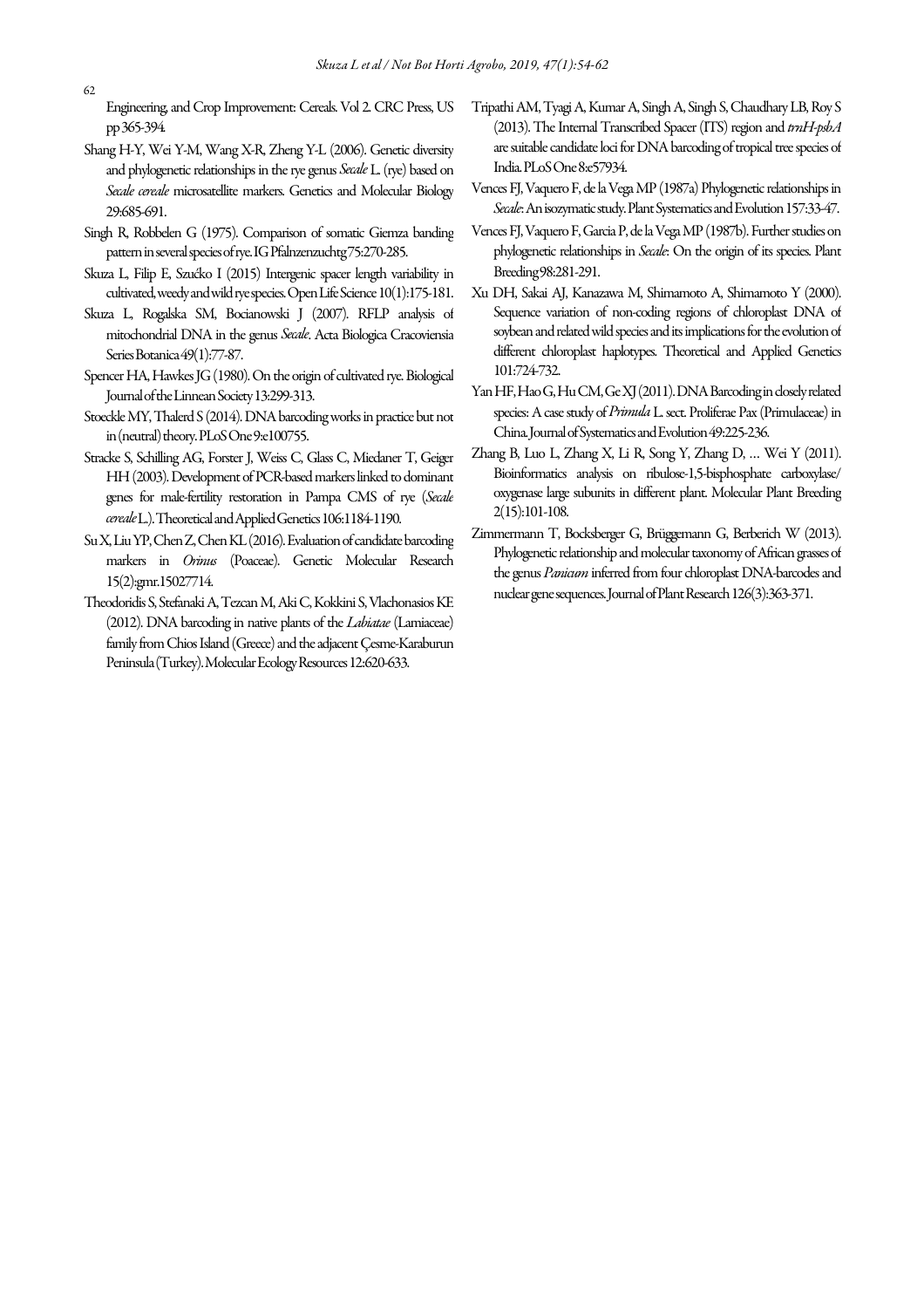Engineering, and Crop Improvement: Cereals. Vol 2. CRC Press, US pp 365-394.

Shang H-Y, Wei Y-M, Wang X-R, Zheng Y-L (2006). Genetic diversity and phylogenetic relationships in the rye genus *Secale* L. (rye) based on *Secale cereale* microsatellite markers. Genetics and Molecular Biology 29:685-691.

Singh R, Robbelen G (1975). Comparison of somatic Giemza banding pattern in several species of rye. IG Pfalnzenzuchtg 75:270-285.

Skuza L, Filip E, Szućko I (2015) Intergenic spacer length variability in cultivated, weedy and wild rye species. Open Life Science 10(1):175-181.

Skuza L, Rogalska SM, Bocianowski J (2007). RFLP analysis of mitochondrial DNA in the genus *Secale*. Acta Biologica Cracoviensia Series Botanica 49(1):77-87.

Spencer HA, Hawkes JG (1980). On the origin of cultivated rye. Biological Journal of the Linnean Society 13:299-313.

Stoeckle MY, Thalerd S (2014). DNA barcoding works in practice but not in (neutral) theory. PLoS One 9:e100755.

Stracke S, Schilling AG, Forster J, Weiss C, Glass C, Miedaner T, Geiger HH (2003). Development of PCR-based markers linked to dominant genes for male-fertility restoration in Pampa CMS of rye (*Secale cereale* L.). Theoretical and Applied Genetics 106:1184-1190.

Su X, Liu YP, Chen Z, Chen KL (2016). Evaluation of candidate barcoding markers in *Orinus* (Poaceae). Genetic Molecular Research 15(2):gmr.15027714.

Theodoridis S, Stefanaki A, Tezcan M, Aki C, Kokkini S, Vlachonasios KE (2012). DNA barcoding in native plants of the *Labiatae* (Lamiaceae) family from Chios Island (Greece) and the adjacent Çesme-Karaburun Peninsula (Turkey). Molecular Ecology Resources 12:620-633.

Tripathi AM, Tyagi A, Kumar A, Singh A, Singh S, Chaudhary LB, Roy S (2013). The Internal Transcribed Spacer (ITS) region and *trnH-psbA* are suitable candidate loci for DNA barcoding of tropical tree species of India. PLoS One 8:e57934.

Vences FJ, Vaquero F, de la Vega MP (1987a) Phylogenetic relationships in *Secale*: An isozymatic study. Plant Systematics and Evolution 157:33-47.

Vences FJ, Vaquero F, Garcia P, de la Vega MP (1987b). Further studies on phylogenetic relationships in *Secale*: On the origin of its species. Plant Breeding 98:281-291.

Xu DH, Sakai AJ, Kanazawa M, Shimamoto A, Shimamoto Y (2000). Sequence variation of non-coding regions of chloroplast DNA of soybean and related wild species and its implications for the evolution of different chloroplast haplotypes. Theoretical and Applied Genetics 101:724-732.

Yan HF, Hao G, Hu CM, Ge XJ (2011). DNA Barcoding in closely related species: A case study of *Primula* L. sect. Proliferae Pax (Primulaceae) in China. Journal of Systematics and Evolution 49:225-236.

Zhang B, Luo L, Zhang X, Li R, Song Y, Zhang D, … Wei Y (2011). Bioinformatics analysis on ribulose-1,5-bisphosphate carboxylase/ oxygenase large subunits in different plant. Molecular Plant Breeding 2(15):101-108.

Zimmermann T, Bocksberger G, Brüggemann G, Berberich W (2013). Phylogenetic relationship and molecular taxonomy of African grasses of the genus *Panicum* inferred from four chloroplast DNA-barcodes and nuclear gene sequences. Journal of Plant Research 126(3):363-371.